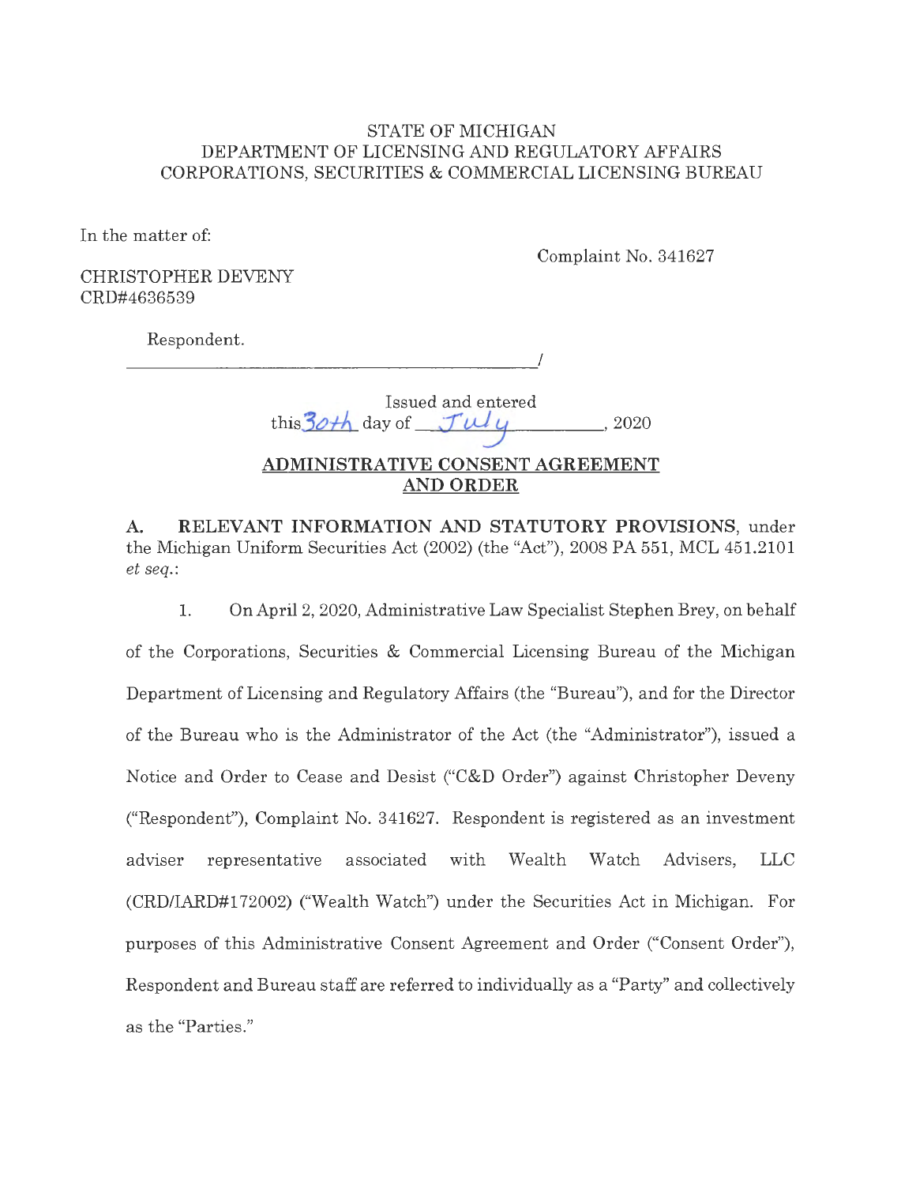STATE OF MICHIGAN
DEPARTMENT OF LICENSING AND REGULATORY AFFAIRS
CORPORATIONS, SECURITIES & COMMERCIAL LICENSING BUREAU

In the matter of:

CHRISTOPHER DEVENY
CRD#4636539

Respondent.

Complaint No. 341627

_______________________________________/

Issued and entered
this 30th day of July, 2020

**ADMINISTRATIVE CONSENT AGREEMENT AND ORDER**

**A. RELEVANT INFORMATION AND STATUTORY PROVISIONS**, under the Michigan Uniform Securities Act (2002) (the "Act"), 2008 PA 551, MCL 451.2101 *et seq.*:

1. On April 2, 2020, Administrative Law Specialist Stephen Brey, on behalf of the Corporations, Securities & Commercial Licensing Bureau of the Michigan Department of Licensing and Regulatory Affairs (the "Bureau"), and for the Director of the Bureau who is the Administrator of the Act (the "Administrator"), issued a Notice and Order to Cease and Desist ("C&D Order") against Christopher Deveny ("Respondent"), Complaint No. 341627. Respondent is registered as an investment adviser representative associated with Wealth Watch Advisers, LLC (CRD/IARD#172002) ("Wealth Watch") under the Securities Act in Michigan. For purposes of this Administrative Consent Agreement and Order ("Consent Order"), Respondent and Bureau staff are referred to individually as a "Party" and collectively as the "Parties."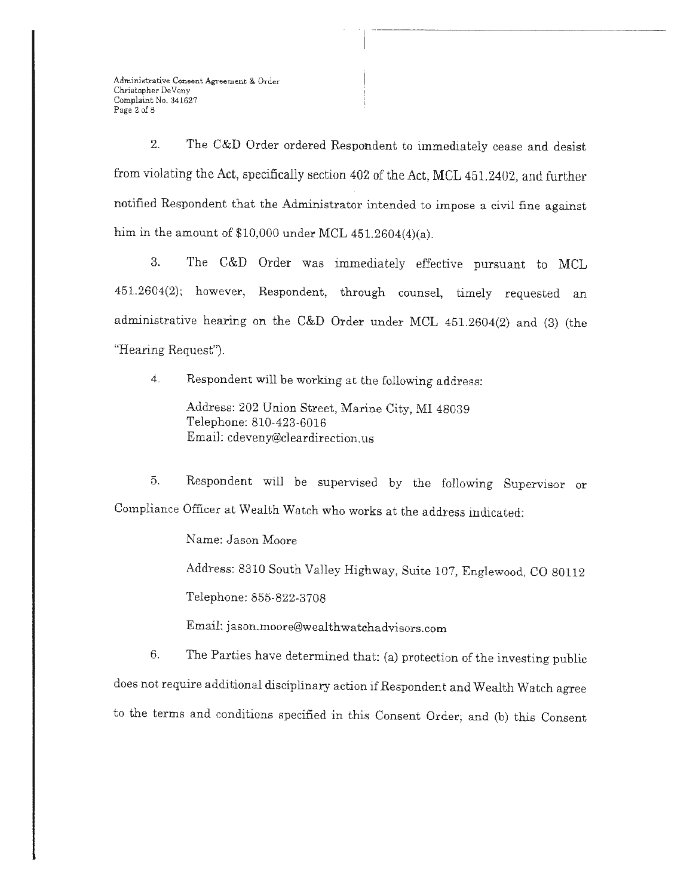2. The C&D Order ordered Respondent to immediately cease and desist from violating the Act, specifically section 402 of the Act, MCL 451.2402, and further notified Respondent that the Administrator intended to impose a civil fine against him in the amount of $10,000 under MCL 451.2604(4)(a).

3. The C&D Order was immediately effective pursuant to MCL 451.2604(2); however, Respondent, through counsel, timely requested an administrative hearing on the C&D Order under MCL 451.2604(2) and (3) (the "Hearing Request").

4. Respondent will be working at the following address:

Address: 202 Union Street, Marine City, MI 48039
Telephone: 810-423-6016
Email: cdeveny@cleardirection.us

5. Respondent will be supervised by the following Supervisor or Compliance Officer at Wealth Watch who works at the address indicated:

Name: Jason Moore

Address: 8310 South Valley Highway, Suite 107, Englewood, CO 80112

Telephone: 855-822-3708

Email: jason.moore@wealthwatchadvisors.com

6. The Parties have determined that: (a) protection of the investing public does not require additional disciplinary action if Respondent and Wealth Watch agree to the terms and conditions specified in this Consent Order; and (b) this Consent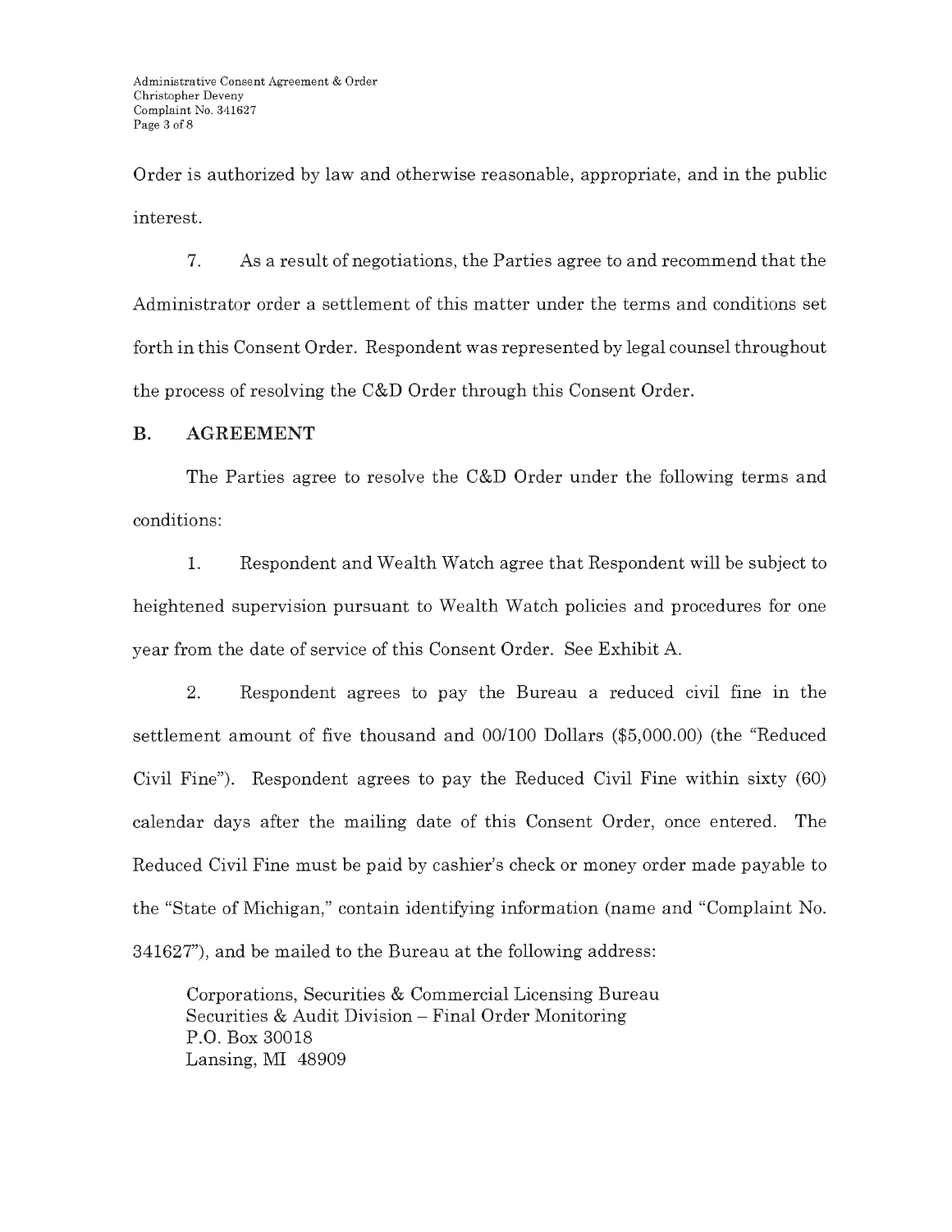Order is authorized by law and otherwise reasonable, appropriate, and in the public interest.

7. As a result of negotiations, the Parties agree to and recommend that the Administrator order a settlement of this matter under the terms and conditions set forth in this Consent Order. Respondent was represented by legal counsel throughout the process of resolving the C&D Order through this Consent Order.

## B. AGREEMENT

The Parties agree to resolve the C&D Order under the following terms and conditions:

1. Respondent and Wealth Watch agree that Respondent will be subject to heightened supervision pursuant to Wealth Watch policies and procedures for one year from the date of service of this Consent Order. See Exhibit A.

2. Respondent agrees to pay the Bureau a reduced civil fine in the settlement amount of five thousand and 00/100 Dollars ($5,000.00) (the "Reduced Civil Fine"). Respondent agrees to pay the Reduced Civil Fine within sixty (60) calendar days after the mailing date of this Consent Order, once entered. The Reduced Civil Fine must be paid by cashier's check or money order made payable to the "State of Michigan," contain identifying information (name and "Complaint No. 341627"), and be mailed to the Bureau at the following address:

Corporations, Securities & Commercial Licensing Bureau
Securities & Audit Division – Final Order Monitoring
P.O. Box 30018
Lansing, MI 48909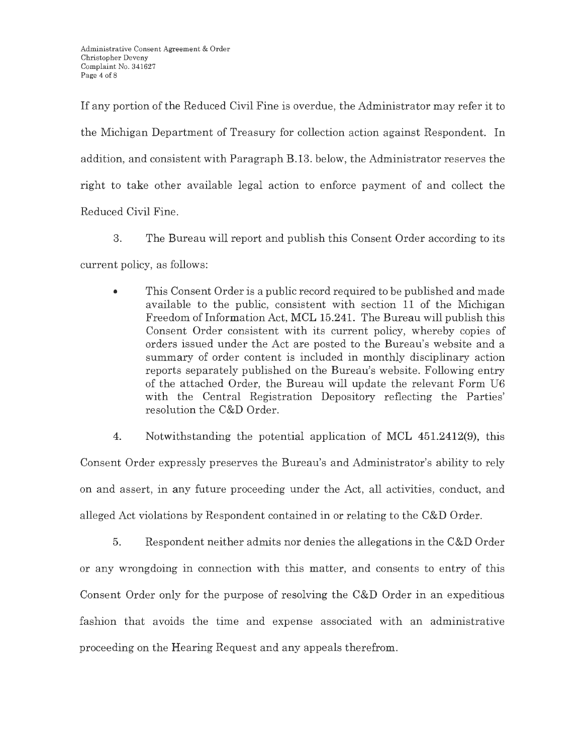If any portion of the Reduced Civil Fine is overdue, the Administrator may refer it to the Michigan Department of Treasury for collection action against Respondent. In addition, and consistent with Paragraph B.13. below, the Administrator reserves the right to take other available legal action to enforce payment of and collect the Reduced Civil Fine.

3. The Bureau will report and publish this Consent Order according to its current policy, as follows:

- This Consent Order is a public record required to be published and made available to the public, consistent with section 11 of the Michigan Freedom of Information Act, MCL 15.241. The Bureau will publish this Consent Order consistent with its current policy, whereby copies of orders issued under the Act are posted to the Bureau's website and a summary of order content is included in monthly disciplinary action reports separately published on the Bureau's website. Following entry of the attached Order, the Bureau will update the relevant Form U6 with the Central Registration Depository reflecting the Parties' resolution the C&D Order.

4. Notwithstanding the potential application of MCL 451.2412(9), this Consent Order expressly preserves the Bureau's and Administrator's ability to rely on and assert, in any future proceeding under the Act, all activities, conduct, and alleged Act violations by Respondent contained in or relating to the C&D Order.

5. Respondent neither admits nor denies the allegations in the C&D Order or any wrongdoing in connection with this matter, and consents to entry of this Consent Order only for the purpose of resolving the C&D Order in an expeditious fashion that avoids the time and expense associated with an administrative proceeding on the Hearing Request and any appeals therefrom.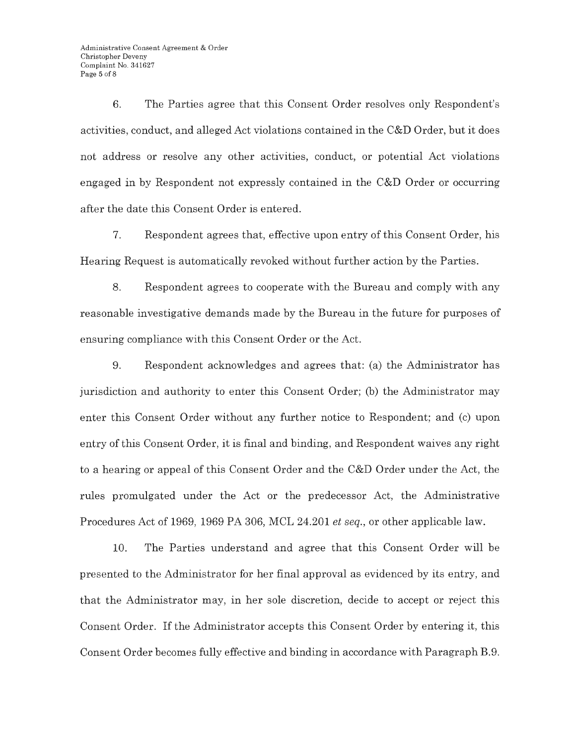6. The Parties agree that this Consent Order resolves only Respondent's activities, conduct, and alleged Act violations contained in the C&D Order, but it does not address or resolve any other activities, conduct, or potential Act violations engaged in by Respondent not expressly contained in the C&D Order or occurring after the date this Consent Order is entered.

7. Respondent agrees that, effective upon entry of this Consent Order, his Hearing Request is automatically revoked without further action by the Parties.

8. Respondent agrees to cooperate with the Bureau and comply with any reasonable investigative demands made by the Bureau in the future for purposes of ensuring compliance with this Consent Order or the Act.

9. Respondent acknowledges and agrees that: (a) the Administrator has jurisdiction and authority to enter this Consent Order; (b) the Administrator may enter this Consent Order without any further notice to Respondent; and (c) upon entry of this Consent Order, it is final and binding, and Respondent waives any right to a hearing or appeal of this Consent Order and the C&D Order under the Act, the rules promulgated under the Act or the predecessor Act, the Administrative Procedures Act of 1969, 1969 PA 306, MCL 24.201 *et seq.*, or other applicable law.

10. The Parties understand and agree that this Consent Order will be presented to the Administrator for her final approval as evidenced by its entry, and that the Administrator may, in her sole discretion, decide to accept or reject this Consent Order. If the Administrator accepts this Consent Order by entering it, this Consent Order becomes fully effective and binding in accordance with Paragraph B.9.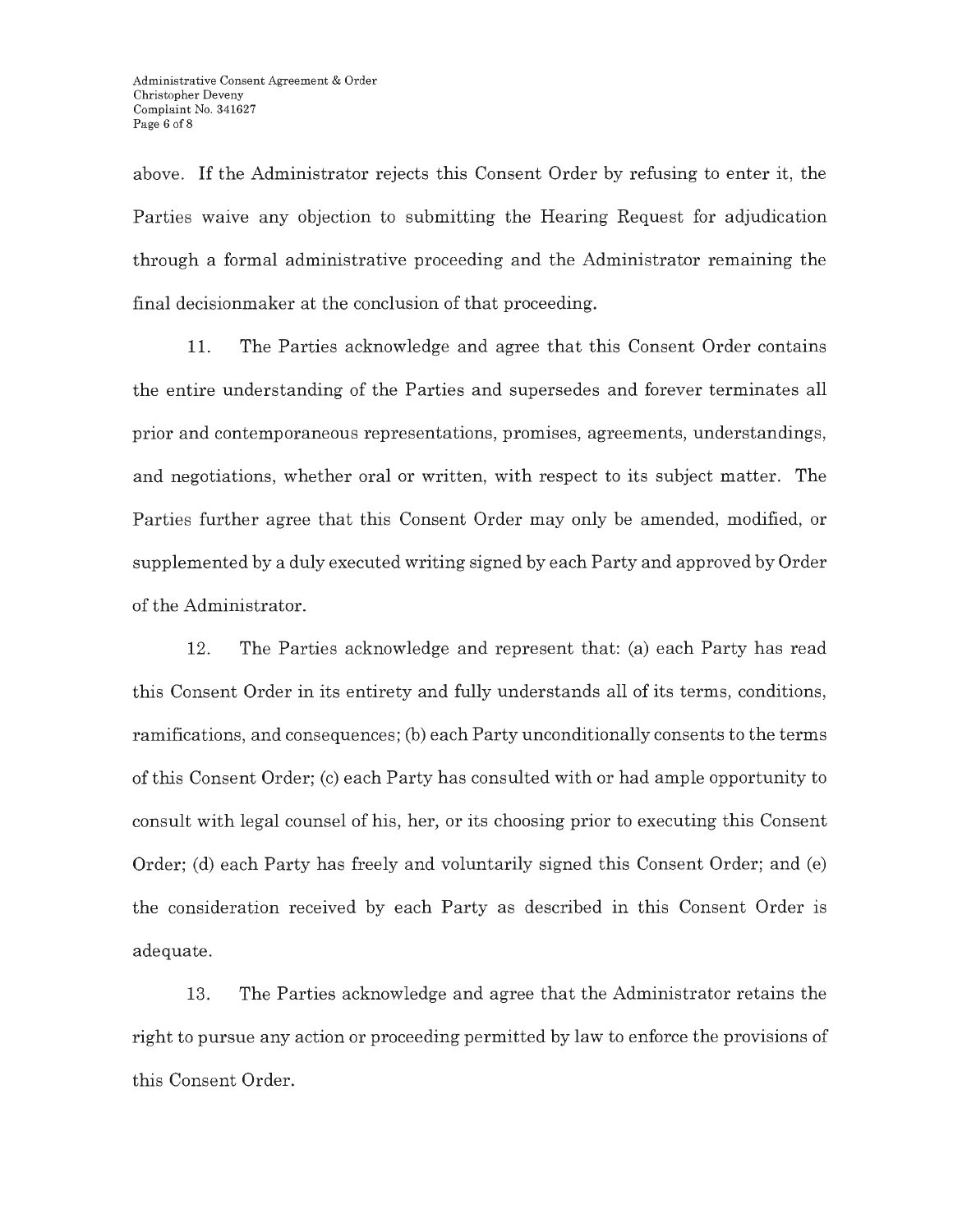above. If the Administrator rejects this Consent Order by refusing to enter it, the Parties waive any objection to submitting the Hearing Request for adjudication through a formal administrative proceeding and the Administrator remaining the final decisionmaker at the conclusion of that proceeding.

11. The Parties acknowledge and agree that this Consent Order contains the entire understanding of the Parties and supersedes and forever terminates all prior and contemporaneous representations, promises, agreements, understandings, and negotiations, whether oral or written, with respect to its subject matter. The Parties further agree that this Consent Order may only be amended, modified, or supplemented by a duly executed writing signed by each Party and approved by Order of the Administrator.

12. The Parties acknowledge and represent that: (a) each Party has read this Consent Order in its entirety and fully understands all of its terms, conditions, ramifications, and consequences; (b) each Party unconditionally consents to the terms of this Consent Order; (c) each Party has consulted with or had ample opportunity to consult with legal counsel of his, her, or its choosing prior to executing this Consent Order; (d) each Party has freely and voluntarily signed this Consent Order; and (e) the consideration received by each Party as described in this Consent Order is adequate.

13. The Parties acknowledge and agree that the Administrator retains the right to pursue any action or proceeding permitted by law to enforce the provisions of this Consent Order.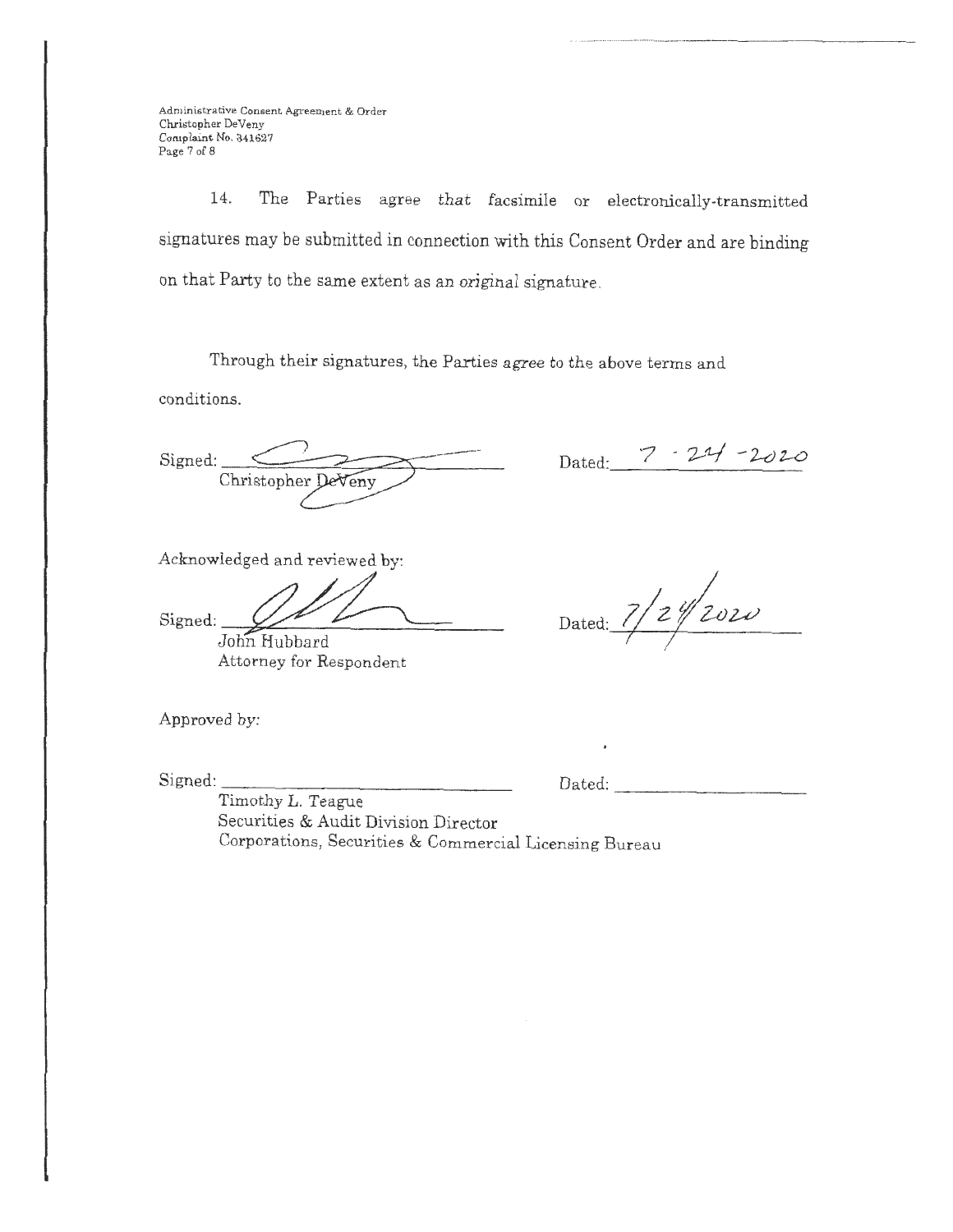14. The Parties agree that facsimile or electronically-transmitted signatures may be submitted in connection with this Consent Order and are binding on that Party to the same extent as an original signature.

Through their signatures, the Parties agree to the above terms and conditions.

Signed: ______________________________ Dated: 7-24-2020
Christopher DeVeny

Acknowledged and reviewed by:

Signed: ______________________________ Dated: 7/24/2020
John Hubbard
Attorney for Respondent

Approved by:

Signed: ______________________________ Dated: ____________________
Timothy L. Teague
Securities & Audit Division Director
Corporations, Securities & Commercial Licensing Bureau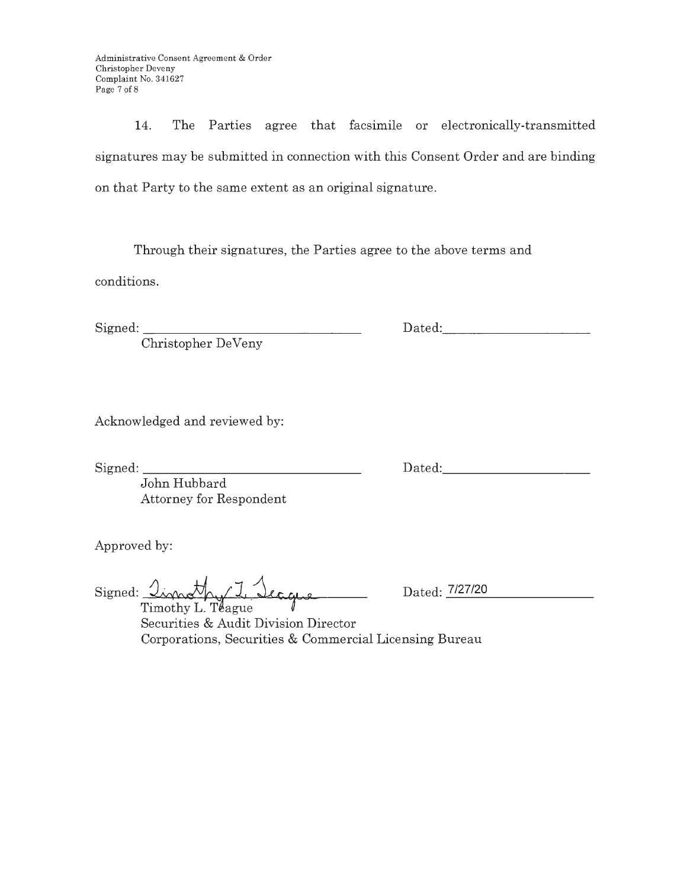14. The Parties agree that facsimile or electronically-transmitted signatures may be submitted in connection with this Consent Order and are binding on that Party to the same extent as an original signature.

Through their signatures, the Parties agree to the above terms and conditions.

Signed: ______________________________ Dated: ____________________
Christopher DeVeny

Acknowledged and reviewed by:

Signed: ______________________________ Dated: ____________________
John Hubbard
Attorney for Respondent

Approved by:

Signed: Timothy L. Teague Dated: 7/27/20
Timothy L. Teague
Securities & Audit Division Director
Corporations, Securities & Commercial Licensing Bureau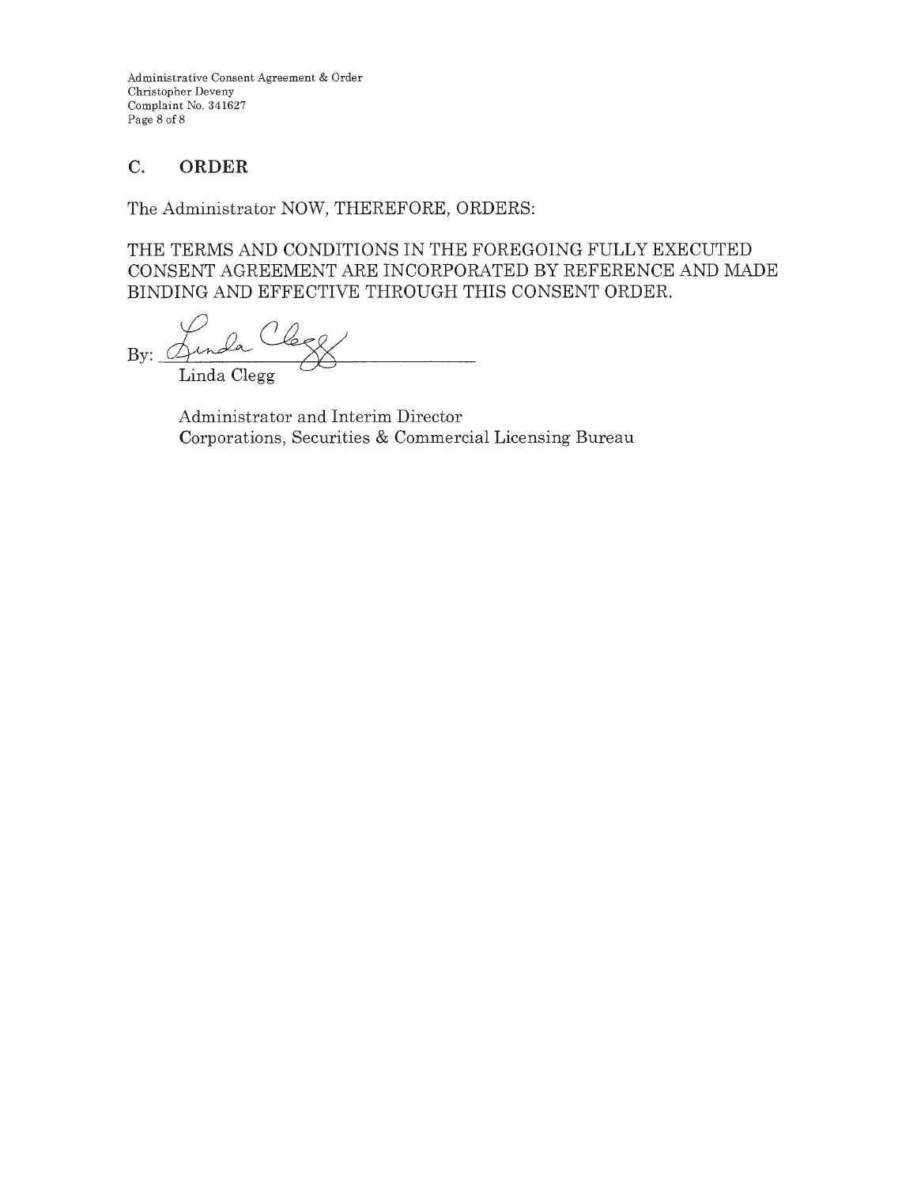## C. ORDER

The Administrator NOW, THEREFORE, ORDERS:

THE TERMS AND CONDITIONS IN THE FOREGOING FULLY EXECUTED CONSENT AGREEMENT ARE INCORPORATED BY REFERENCE AND MADE BINDING AND EFFECTIVE THROUGH THIS CONSENT ORDER.

By: Linda Clegg
Linda Clegg

Administrator and Interim Director
Corporations, Securities & Commercial Licensing Bureau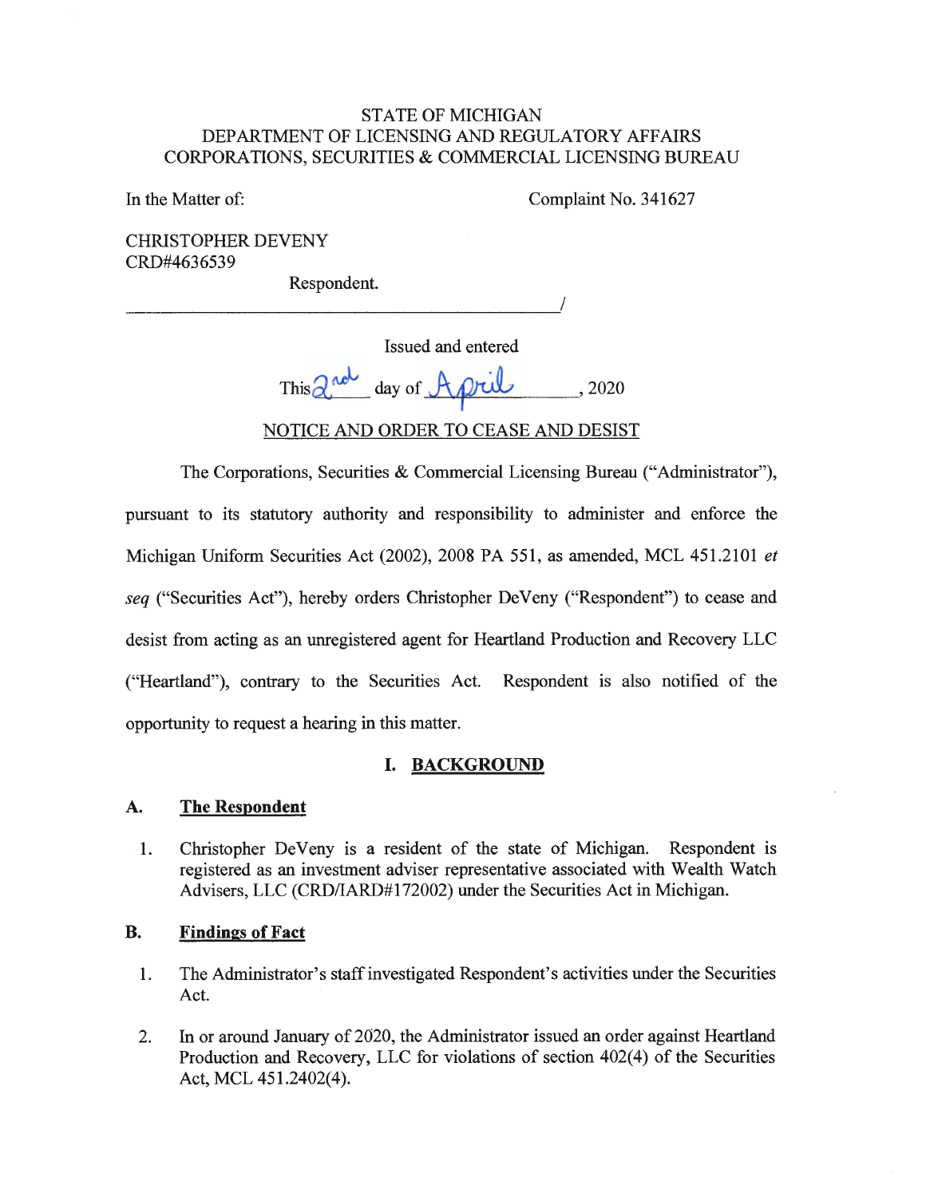STATE OF MICHIGAN
DEPARTMENT OF LICENSING AND REGULATORY AFFAIRS
CORPORATIONS, SECURITIES & COMMERCIAL LICENSING BUREAU

In the Matter of: Complaint No. 341627

CHRISTOPHER DEVENY
CRD#4636539

Respondent.
_______________________________________________/

Issued and entered
This 2nd day of April, 2020

NOTICE AND ORDER TO CEASE AND DESIST

The Corporations, Securities & Commercial Licensing Bureau ("Administrator"), pursuant to its statutory authority and responsibility to administer and enforce the Michigan Uniform Securities Act (2002), 2008 PA 551, as amended, MCL 451.2101 *et seq* ("Securities Act"), hereby orders Christopher DeVeny ("Respondent") to cease and desist from acting as an unregistered agent for Heartland Production and Recovery LLC ("Heartland"), contrary to the Securities Act. Respondent is also notified of the opportunity to request a hearing in this matter.

## I. BACKGROUND

### A. The Respondent

1. Christopher DeVeny is a resident of the state of Michigan. Respondent is registered as an investment adviser representative associated with Wealth Watch Advisers, LLC (CRD/IARD#172002) under the Securities Act in Michigan.

### B. Findings of Fact

1. The Administrator's staff investigated Respondent's activities under the Securities Act.

2. In or around January of 2020, the Administrator issued an order against Heartland Production and Recovery, LLC for violations of section 402(4) of the Securities Act, MCL 451.2402(4).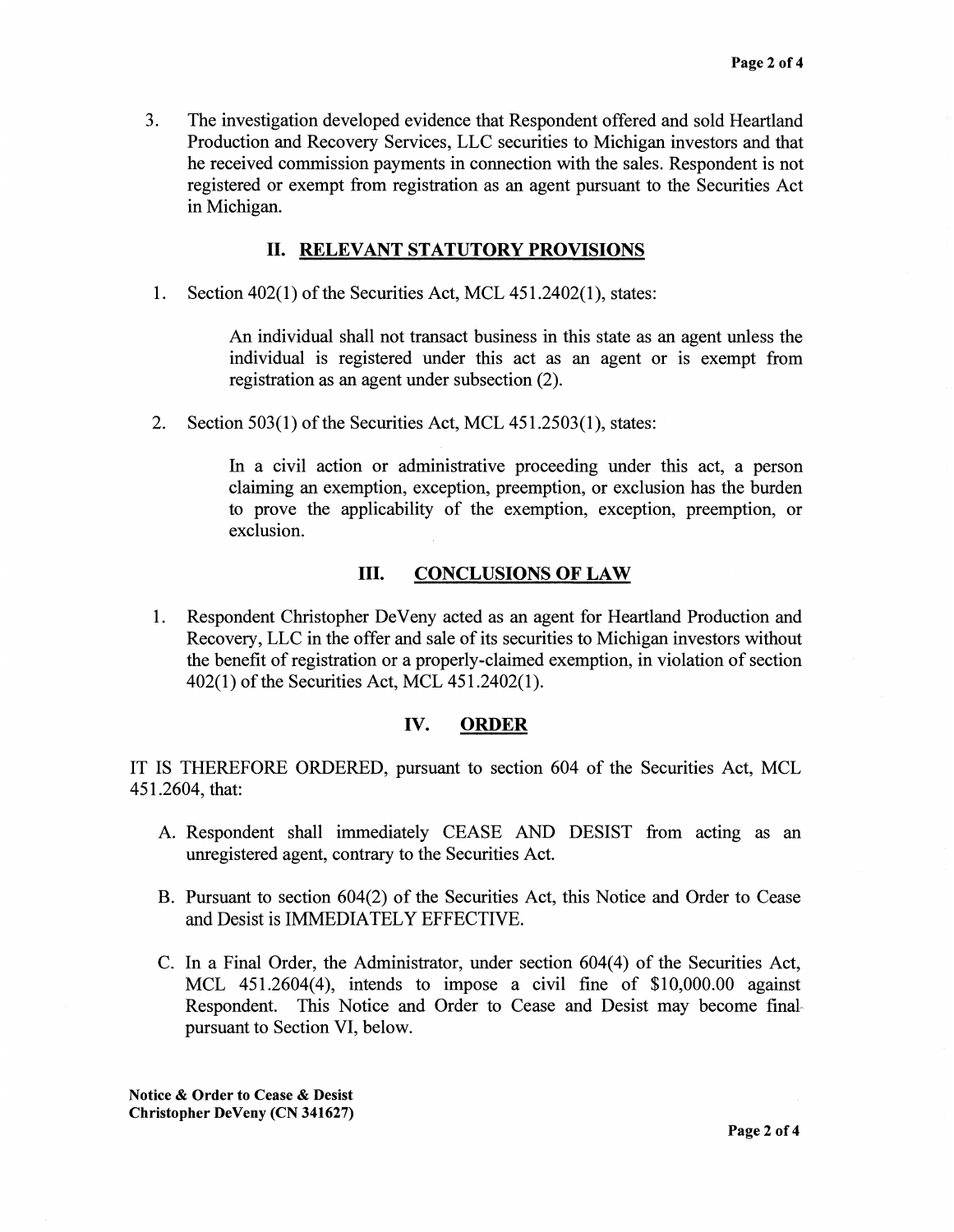3. The investigation developed evidence that Respondent offered and sold Heartland Production and Recovery Services, LLC securities to Michigan investors and that he received commission payments in connection with the sales. Respondent is not registered or exempt from registration as an agent pursuant to the Securities Act in Michigan.

## II. RELEVANT STATUTORY PROVISIONS

1. Section 402(1) of the Securities Act, MCL 451.2402(1), states:

   An individual shall not transact business in this state as an agent unless the individual is registered under this act as an agent or is exempt from registration as an agent under subsection (2).

2. Section 503(1) of the Securities Act, MCL 451.2503(1), states:

   In a civil action or administrative proceeding under this act, a person claiming an exemption, exception, preemption, or exclusion has the burden to prove the applicability of the exemption, exception, preemption, or exclusion.

## III. CONCLUSIONS OF LAW

1. Respondent Christopher DeVeny acted as an agent for Heartland Production and Recovery, LLC in the offer and sale of its securities to Michigan investors without the benefit of registration or a properly-claimed exemption, in violation of section 402(1) of the Securities Act, MCL 451.2402(1).

## IV. ORDER

IT IS THEREFORE ORDERED, pursuant to section 604 of the Securities Act, MCL 451.2604, that:

A. Respondent shall immediately CEASE AND DESIST from acting as an unregistered agent, contrary to the Securities Act.

B. Pursuant to section 604(2) of the Securities Act, this Notice and Order to Cease and Desist is IMMEDIATELY EFFECTIVE.

C. In a Final Order, the Administrator, under section 604(4) of the Securities Act, MCL 451.2604(4), intends to impose a civil fine of $10,000.00 against Respondent. This Notice and Order to Cease and Desist may become final pursuant to Section VI, below.

**Notice & Order to Cease & Desist**
**Christopher DeVeny (CN 341627)**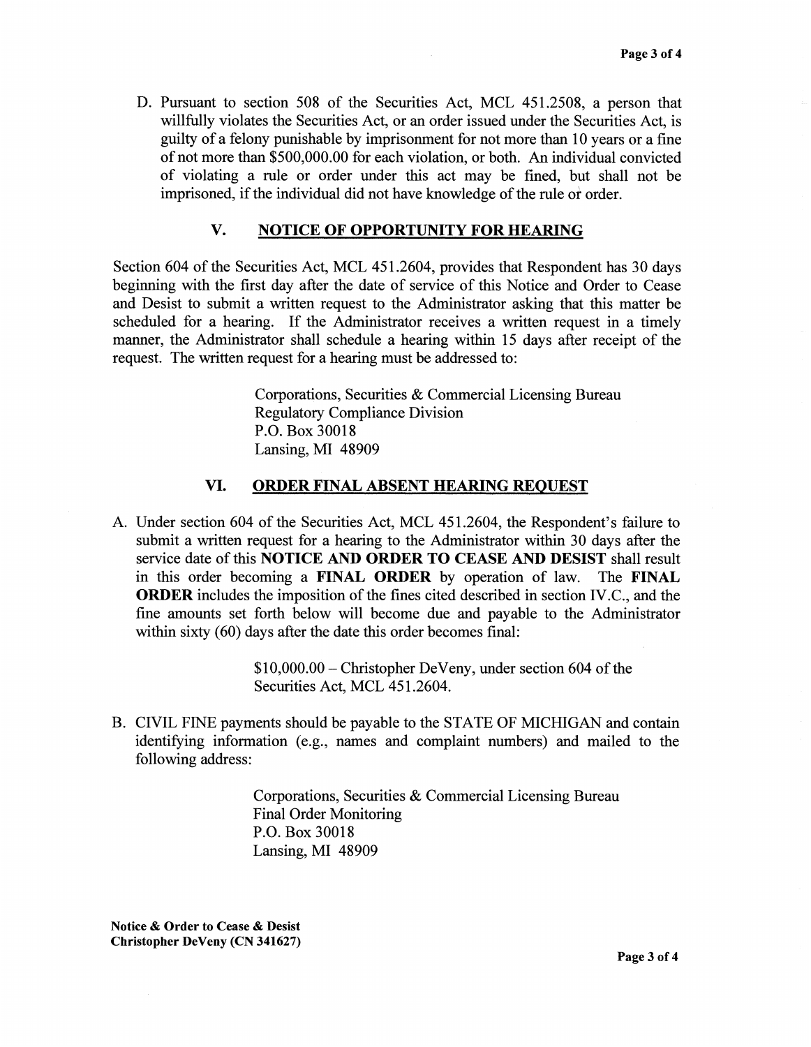D. Pursuant to section 508 of the Securities Act, MCL 451.2508, a person that willfully violates the Securities Act, or an order issued under the Securities Act, is guilty of a felony punishable by imprisonment for not more than 10 years or a fine of not more than $500,000.00 for each violation, or both. An individual convicted of violating a rule or order under this act may be fined, but shall not be imprisoned, if the individual did not have knowledge of the rule or order.

## V. NOTICE OF OPPORTUNITY FOR HEARING

Section 604 of the Securities Act, MCL 451.2604, provides that Respondent has 30 days beginning with the first day after the date of service of this Notice and Order to Cease and Desist to submit a written request to the Administrator asking that this matter be scheduled for a hearing. If the Administrator receives a written request in a timely manner, the Administrator shall schedule a hearing within 15 days after receipt of the request. The written request for a hearing must be addressed to:

Corporations, Securities & Commercial Licensing Bureau
Regulatory Compliance Division
P.O. Box 30018
Lansing, MI 48909

## VI. ORDER FINAL ABSENT HEARING REQUEST

A. Under section 604 of the Securities Act, MCL 451.2604, the Respondent's failure to submit a written request for a hearing to the Administrator within 30 days after the service date of this **NOTICE AND ORDER TO CEASE AND DESIST** shall result in this order becoming a **FINAL ORDER** by operation of law. The **FINAL ORDER** includes the imposition of the fines cited described in section IV.C., and the fine amounts set forth below will become due and payable to the Administrator within sixty (60) days after the date this order becomes final:

$10,000.00 – Christopher DeVeny, under section 604 of the Securities Act, MCL 451.2604.

B. CIVIL FINE payments should be payable to the STATE OF MICHIGAN and contain identifying information (e.g., names and complaint numbers) and mailed to the following address:

Corporations, Securities & Commercial Licensing Bureau
Final Order Monitoring
P.O. Box 30018
Lansing, MI 48909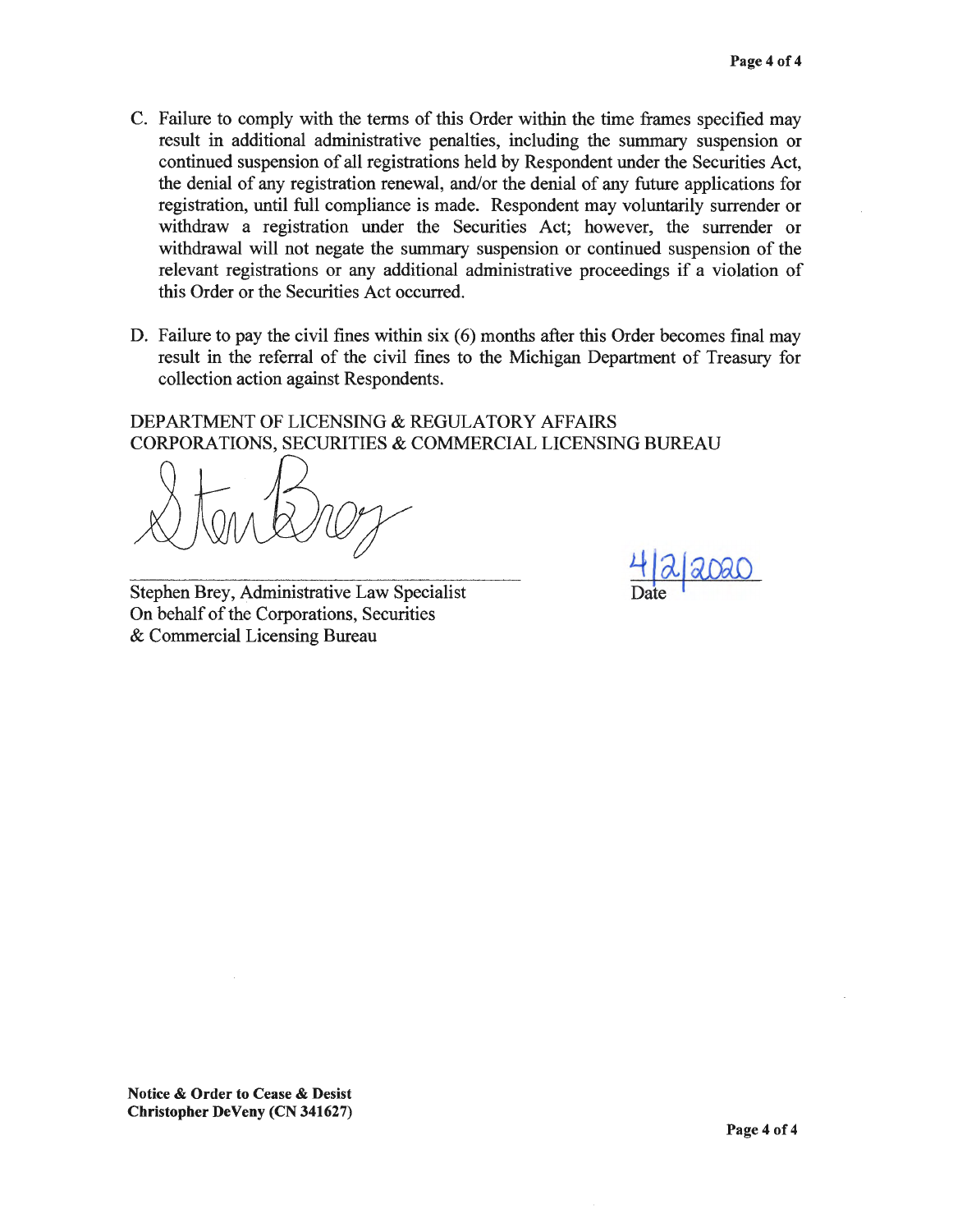C. Failure to comply with the terms of this Order within the time frames specified may result in additional administrative penalties, including the summary suspension or continued suspension of all registrations held by Respondent under the Securities Act, the denial of any registration renewal, and/or the denial of any future applications for registration, until full compliance is made. Respondent may voluntarily surrender or withdraw a registration under the Securities Act; however, the surrender or withdrawal will not negate the summary suspension or continued suspension of the relevant registrations or any additional administrative proceedings if a violation of this Order or the Securities Act occurred.

D. Failure to pay the civil fines within six (6) months after this Order becomes final may result in the referral of the civil fines to the Michigan Department of Treasury for collection action against Respondents.

DEPARTMENT OF LICENSING & REGULATORY AFFAIRS
CORPORATIONS, SECURITIES & COMMERCIAL LICENSING BUREAU

Stephen Brey, Administrative Law Specialist
On behalf of the Corporations, Securities
& Commercial Licensing Bureau

4/2/2020
Date

**Notice & Order to Cease & Desist**
**Christopher DeVeny (CN 341627)**